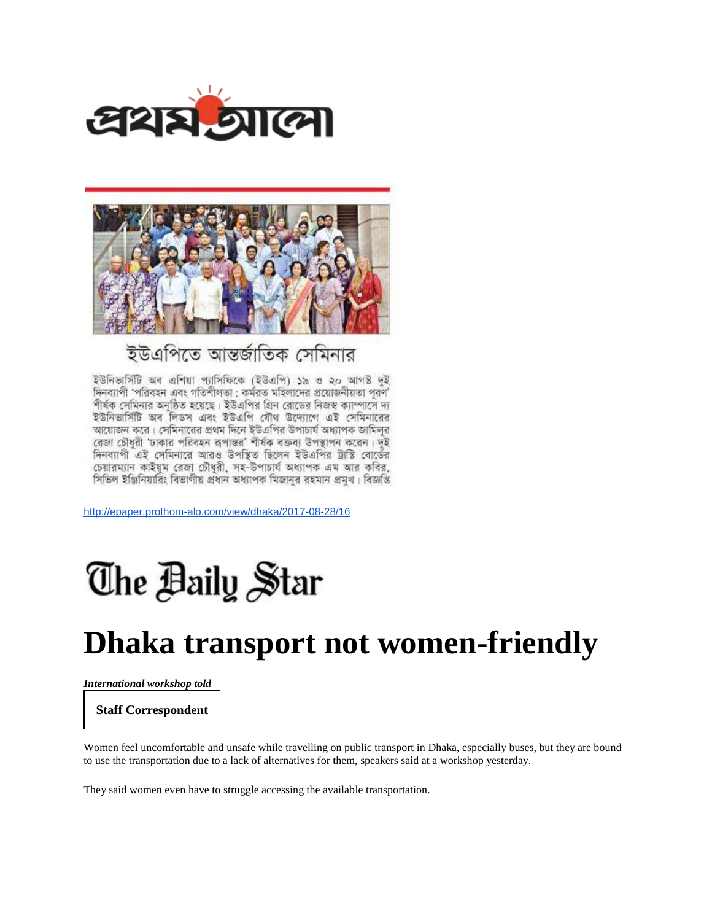প্রথম আলো

## ইউএপিতে আন্তর্জাতিক সেমিনার

ইউনিভার্সিটি অব এশিয়া প্যাসিফিকে (ইউএপি) ১৯ ও ২০ আগস্ট দুই দিনব্যাপী 'পরিবহন এবং গতিশীলতা : কর্মরত মহিলাদের প্রয়োজনীয়তা পূরণ' শীর্ষক সেমিনার অনুষ্ঠিত হয়েছে। ইউএপির গ্রিন রোডের নিজস্ব ক্যাম্পাসে দ্য ইউনিভার্সিটি অব লিডস এবং ইউএপি যৌথ উদ্যোগে এই সেমিনারের আয়োজন করে। সেমিনারের প্রথম দিনে ইউএপির উপাচার্য অধ্যাপক জামিলুর রেজা চৌধুরী 'ঢাকার পরিবহন রূপান্তর' শীর্ষক বক্তব্য উপস্থাপন করেন। দুই দিনব্যাপী এই সেমিনারে আরও উপস্থিত ছিলেন ইউএপির ট্রাস্টি বোর্ডের চেয়ারম্যান কাইয়ুম রেজা চৌধুরী, সহ-উপাচার্য অধ্যাপক এম আর কবির, সিভিল ইঞ্জিনিয়ারিং বিভাগীয় প্রধান অধ্যাপক মিজানুর রহমান প্রমুখ। বিজ্ঞপ্তি

http://epaper.prothom-alo.com/view/dhaka/2017-08-28/16

The Daily Star

# Dhaka transport not women-friendly

***International workshop told***

**Staff Correspondent**

Women feel uncomfortable and unsafe while travelling on public transport in Dhaka, especially buses, but they are bound to use the transportation due to a lack of alternatives for them, speakers said at a workshop yesterday.

They said women even have to struggle accessing the available transportation.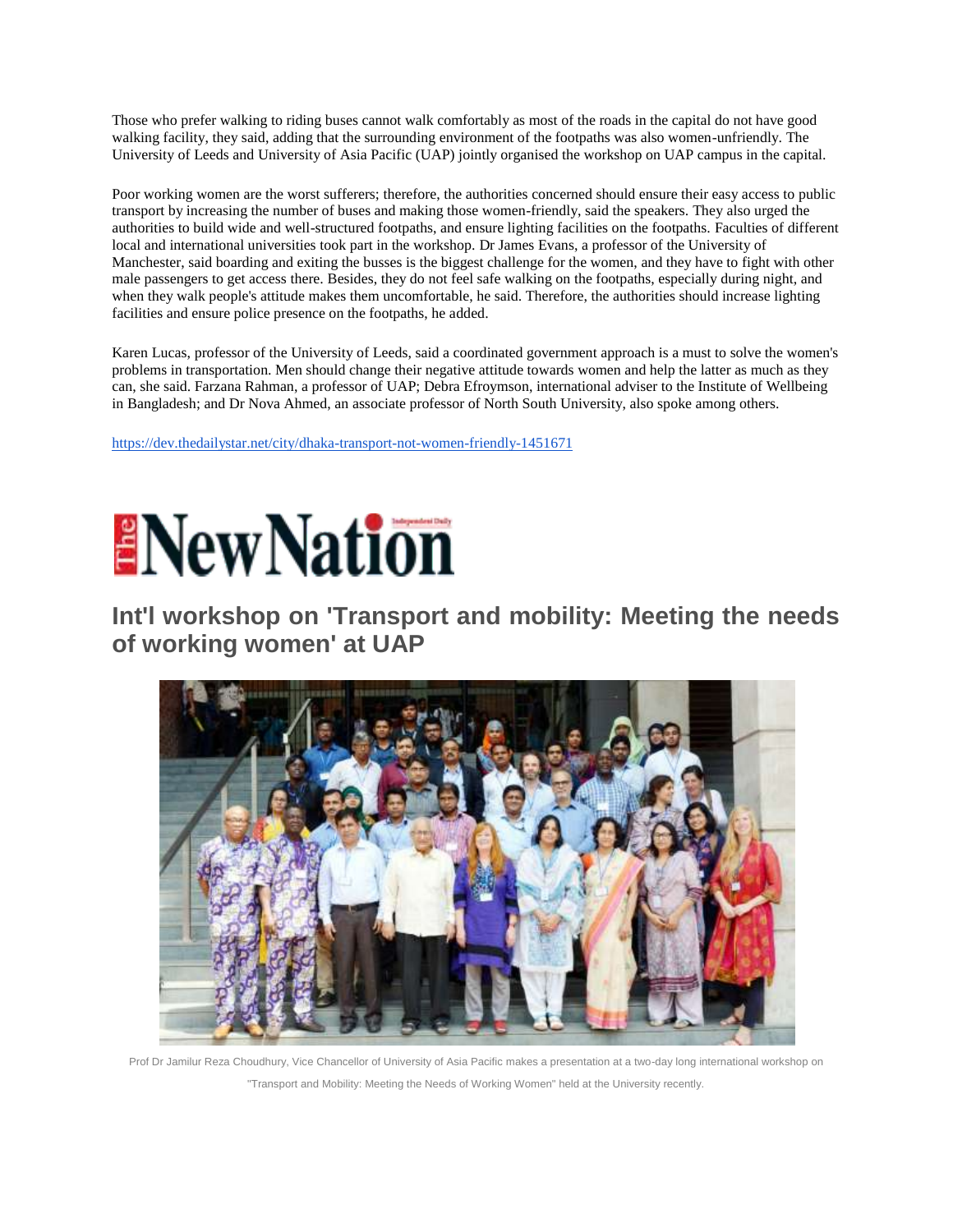Those who prefer walking to riding buses cannot walk comfortably as most of the roads in the capital do not have good walking facility, they said, adding that the surrounding environment of the footpaths was also women-unfriendly. The University of Leeds and University of Asia Pacific (UAP) jointly organised the workshop on UAP campus in the capital.

Poor working women are the worst sufferers; therefore, the authorities concerned should ensure their easy access to public transport by increasing the number of buses and making those women-friendly, said the speakers. They also urged the authorities to build wide and well-structured footpaths, and ensure lighting facilities on the footpaths. Faculties of different local and international universities took part in the workshop. Dr James Evans, a professor of the University of Manchester, said boarding and exiting the busses is the biggest challenge for the women, and they have to fight with other male passengers to get access there. Besides, they do not feel safe walking on the footpaths, especially during night, and when they walk people's attitude makes them uncomfortable, he said. Therefore, the authorities should increase lighting facilities and ensure police presence on the footpaths, he added.

Karen Lucas, professor of the University of Leeds, said a coordinated government approach is a must to solve the women's problems in transportation. Men should change their negative attitude towards women and help the latter as much as they can, she said. Farzana Rahman, a professor of UAP; Debra Efroymson, international adviser to the Institute of Wellbeing in Bangladesh; and Dr Nova Ahmed, an associate professor of North South University, also spoke among others.

https://dev.thedailystar.net/city/dhaka-transport-not-women-friendly-1451671

# The New Nation

## Int'l workshop on 'Transport and mobility: Meeting the needs of working women' at UAP

Prof Dr Jamilur Reza Choudhury, Vice Chancellor of University of Asia Pacific makes a presentation at a two-day long international workshop on "Transport and Mobility: Meeting the Needs of Working Women" held at the University recently.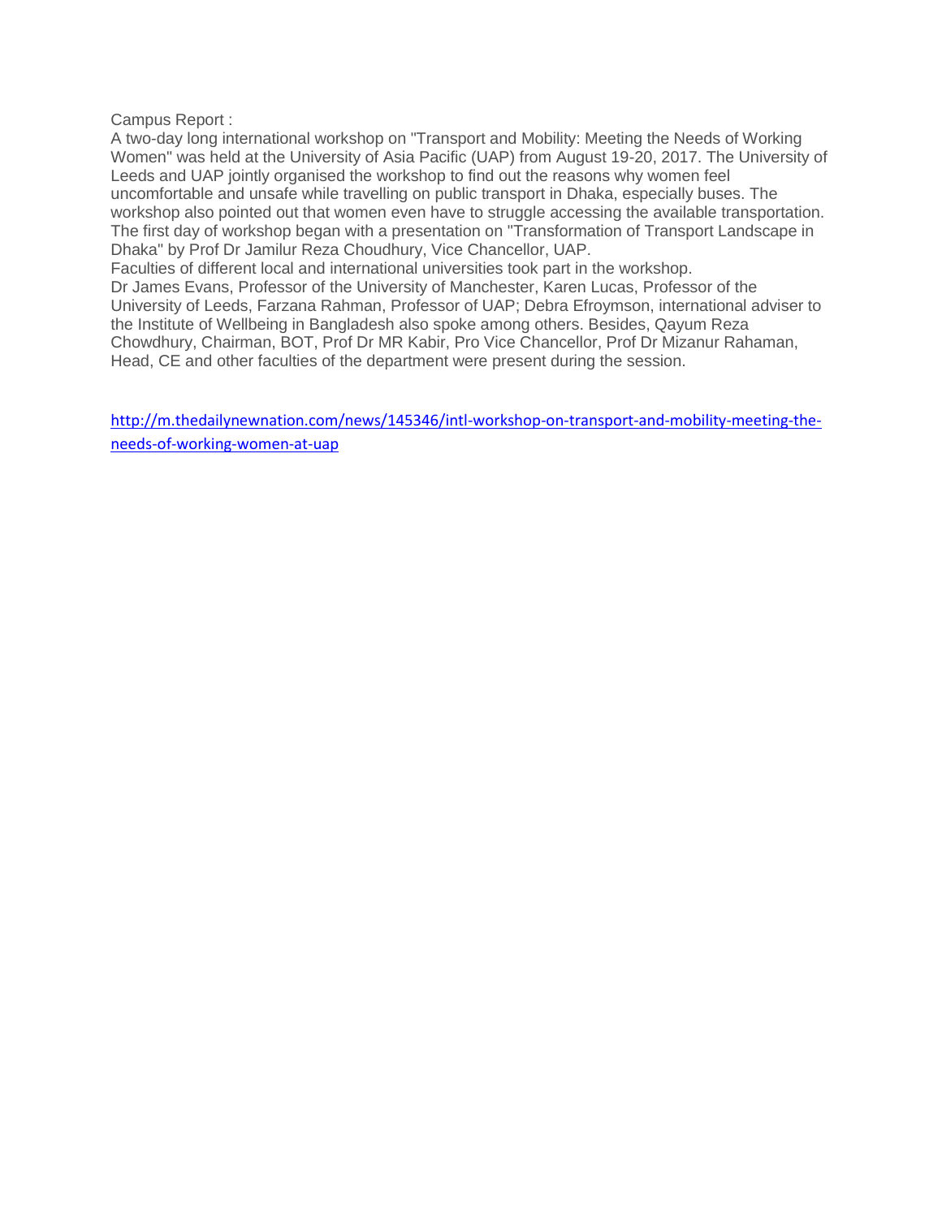Campus Report :

A two-day long international workshop on "Transport and Mobility: Meeting the Needs of Working Women" was held at the University of Asia Pacific (UAP) from August 19-20, 2017. The University of Leeds and UAP jointly organised the workshop to find out the reasons why women feel uncomfortable and unsafe while travelling on public transport in Dhaka, especially buses. The workshop also pointed out that women even have to struggle accessing the available transportation. The first day of workshop began with a presentation on "Transformation of Transport Landscape in Dhaka" by Prof Dr Jamilur Reza Choudhury, Vice Chancellor, UAP.

Faculties of different local and international universities took part in the workshop.

Dr James Evans, Professor of the University of Manchester, Karen Lucas, Professor of the University of Leeds, Farzana Rahman, Professor of UAP; Debra Efroymson, international adviser to the Institute of Wellbeing in Bangladesh also spoke among others. Besides, Qayum Reza Chowdhury, Chairman, BOT, Prof Dr MR Kabir, Pro Vice Chancellor, Prof Dr Mizanur Rahaman, Head, CE and other faculties of the department were present during the session.

http://m.thedailynewnation.com/news/145346/intl-workshop-on-transport-and-mobility-meeting-the-needs-of-working-women-at-uap